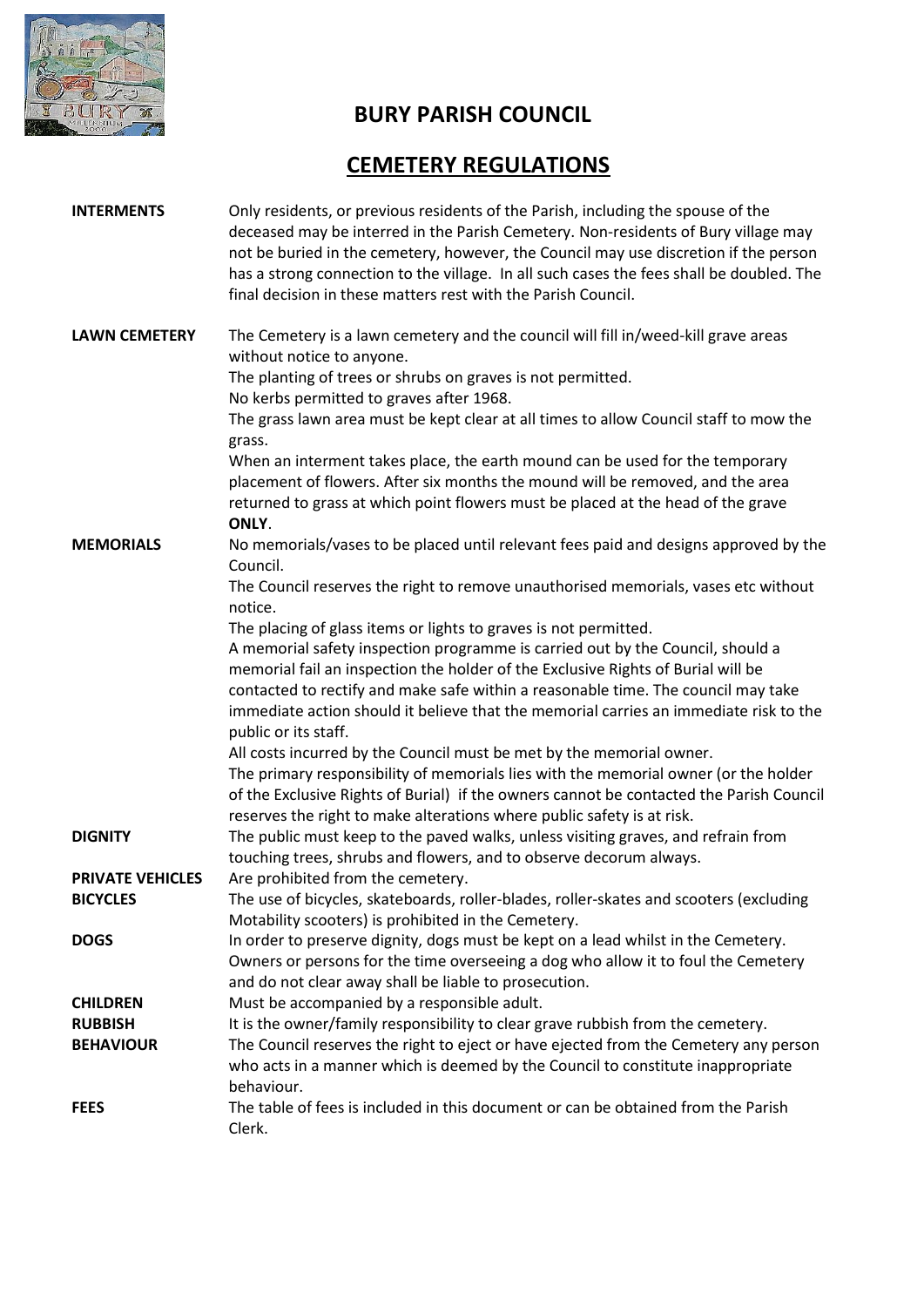# BURY PARISH COUNCIL

## CEMETERY REGULATIONS

**INTERMENTS**

Only residents, or previous residents of the Parish, including the spouse of the deceased may be interred in the Parish Cemetery. Non-residents of Bury village may not be buried in the cemetery, however, the Council may use discretion if the person has a strong connection to the village. In all such cases the fees shall be doubled. The final decision in these matters rest with the Parish Council.

**LAWN CEMETERY**

The Cemetery is a lawn cemetery and the council will fill in/weed-kill grave areas without notice to anyone.

The planting of trees or shrubs on graves is not permitted.

No kerbs permitted to graves after 1968.

The grass lawn area must be kept clear at all times to allow Council staff to mow the grass.

When an interment takes place, the earth mound can be used for the temporary placement of flowers. After six months the mound will be removed, and the area returned to grass at which point flowers must be placed at the head of the grave **ONLY**.

**MEMORIALS**

No memorials/vases to be placed until relevant fees paid and designs approved by the Council.

The Council reserves the right to remove unauthorised memorials, vases etc without notice.

The placing of glass items or lights to graves is not permitted.

A memorial safety inspection programme is carried out by the Council, should a memorial fail an inspection the holder of the Exclusive Rights of Burial will be contacted to rectify and make safe within a reasonable time. The council may take immediate action should it believe that the memorial carries an immediate risk to the public or its staff.

All costs incurred by the Council must be met by the memorial owner.

The primary responsibility of memorials lies with the memorial owner (or the holder of the Exclusive Rights of Burial) if the owners cannot be contacted the Parish Council reserves the right to make alterations where public safety is at risk.

**DIGNITY**

The public must keep to the paved walks, unless visiting graves, and refrain from touching trees, shrubs and flowers, and to observe decorum always.

**PRIVATE VEHICLES**

Are prohibited from the cemetery.

**BICYCLES**

The use of bicycles, skateboards, roller-blades, roller-skates and scooters (excluding Motability scooters) is prohibited in the Cemetery.

**DOGS**

In order to preserve dignity, dogs must be kept on a lead whilst in the Cemetery. Owners or persons for the time overseeing a dog who allow it to foul the Cemetery and do not clear away shall be liable to prosecution.

**CHILDREN**

Must be accompanied by a responsible adult.

**RUBBISH**

It is the owner/family responsibility to clear grave rubbish from the cemetery.

**BEHAVIOUR**

The Council reserves the right to eject or have ejected from the Cemetery any person who acts in a manner which is deemed by the Council to constitute inappropriate behaviour.

**FEES**

The table of fees is included in this document or can be obtained from the Parish Clerk.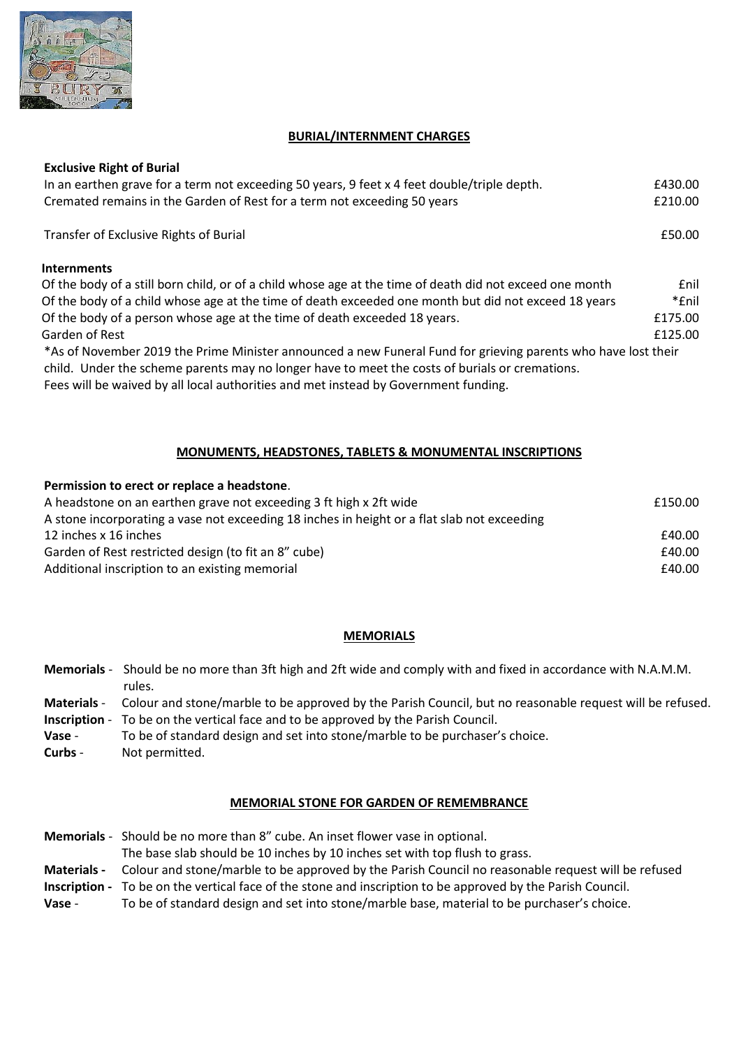## BURIAL/INTERNMENT CHARGES

**Exclusive Right of Burial**

| | |
|---|---|
| In an earthen grave for a term not exceeding 50 years, 9 feet x 4 feet double/triple depth. | £430.00 |
| Cremated remains in the Garden of Rest for a term not exceeding 50 years | £210.00 |
| Transfer of Exclusive Rights of Burial | £50.00 |

**Internments**

| | |
|---|---|
| Of the body of a still born child, or of a child whose age at the time of death did not exceed one month | £nil |
| Of the body of a child whose age at the time of death exceeded one month but did not exceed 18 years | *£nil |
| Of the body of a person whose age at the time of death exceeded 18 years. | £175.00 |
| Garden of Rest | £125.00 |

*As of November 2019 the Prime Minister announced a new Funeral Fund for grieving parents who have lost their child. Under the scheme parents may no longer have to meet the costs of burials or cremations. Fees will be waived by all local authorities and met instead by Government funding.

## MONUMENTS, HEADSTONES, TABLETS & MONUMENTAL INSCRIPTIONS

**Permission to erect or replace a headstone**.

| | |
|---|---|
| A headstone on an earthen grave not exceeding 3 ft high x 2ft wide | £150.00 |
| A stone incorporating a vase not exceeding 18 inches in height or a flat slab not exceeding 12 inches x 16 inches | £40.00 |
| Garden of Rest restricted design (to fit an 8" cube) | £40.00 |
| Additional inscription to an existing memorial | £40.00 |

## MEMORIALS

**Memorials** - Should be no more than 3ft high and 2ft wide and comply with and fixed in accordance with N.A.M.M. rules.
**Materials** - Colour and stone/marble to be approved by the Parish Council, but no reasonable request will be refused.
**Inscription** - To be on the vertical face and to be approved by the Parish Council.
**Vase** - To be of standard design and set into stone/marble to be purchaser's choice.
**Curbs** - Not permitted.

## MEMORIAL STONE FOR GARDEN OF REMEMBRANCE

**Memorials** - Should be no more than 8" cube. An inset flower vase in optional. The base slab should be 10 inches by 10 inches set with top flush to grass.
**Materials -** Colour and stone/marble to be approved by the Parish Council no reasonable request will be refused
**Inscription -** To be on the vertical face of the stone and inscription to be approved by the Parish Council.
**Vase** - To be of standard design and set into stone/marble base, material to be purchaser's choice.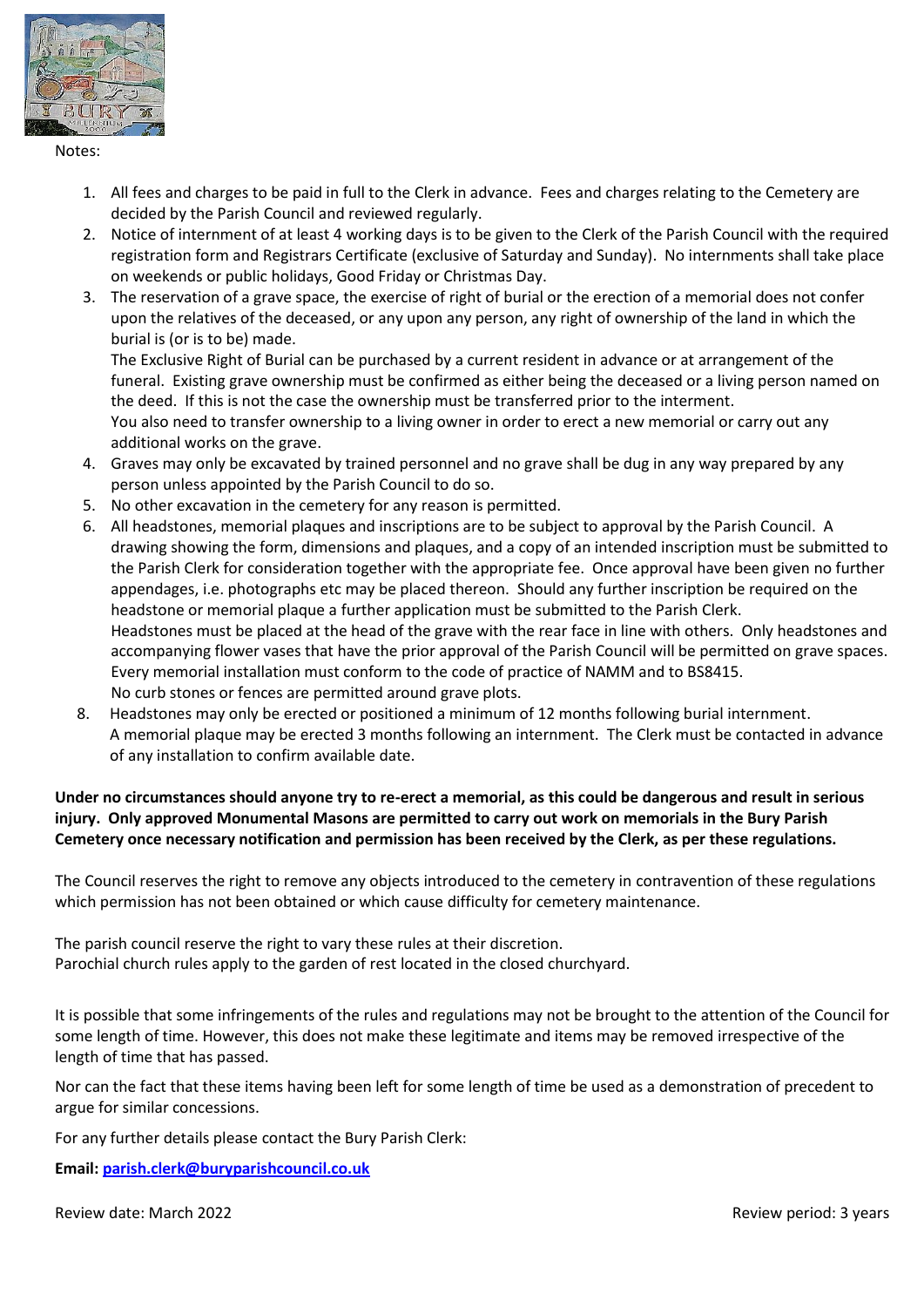Notes:

1. All fees and charges to be paid in full to the Clerk in advance. Fees and charges relating to the Cemetery are decided by the Parish Council and reviewed regularly.
2. Notice of internment of at least 4 working days is to be given to the Clerk of the Parish Council with the required registration form and Registrars Certificate (exclusive of Saturday and Sunday). No internments shall take place on weekends or public holidays, Good Friday or Christmas Day.
3. The reservation of a grave space, the exercise of right of burial or the erection of a memorial does not confer upon the relatives of the deceased, or any upon any person, any right of ownership of the land in which the burial is (or is to be) made.
   The Exclusive Right of Burial can be purchased by a current resident in advance or at arrangement of the funeral. Existing grave ownership must be confirmed as either being the deceased or a living person named on the deed. If this is not the case the ownership must be transferred prior to the interment.
   You also need to transfer ownership to a living owner in order to erect a new memorial or carry out any additional works on the grave.
4. Graves may only be excavated by trained personnel and no grave shall be dug in any way prepared by any person unless appointed by the Parish Council to do so.
5. No other excavation in the cemetery for any reason is permitted.
6. All headstones, memorial plaques and inscriptions are to be subject to approval by the Parish Council. A drawing showing the form, dimensions and plaques, and a copy of an intended inscription must be submitted to the Parish Clerk for consideration together with the appropriate fee. Once approval have been given no further appendages, i.e. photographs etc may be placed thereon. Should any further inscription be required on the headstone or memorial plaque a further application must be submitted to the Parish Clerk.
   Headstones must be placed at the head of the grave with the rear face in line with others. Only headstones and accompanying flower vases that have the prior approval of the Parish Council will be permitted on grave spaces.
   Every memorial installation must conform to the code of practice of NAMM and to BS8415.
   No curb stones or fences are permitted around grave plots.
8. Headstones may only be erected or positioned a minimum of 12 months following burial internment.
   A memorial plaque may be erected 3 months following an internment. The Clerk must be contacted in advance of any installation to confirm available date.

**Under no circumstances should anyone try to re-erect a memorial, as this could be dangerous and result in serious injury. Only approved Monumental Masons are permitted to carry out work on memorials in the Bury Parish Cemetery once necessary notification and permission has been received by the Clerk, as per these regulations.**

The Council reserves the right to remove any objects introduced to the cemetery in contravention of these regulations which permission has not been obtained or which cause difficulty for cemetery maintenance.

The parish council reserve the right to vary these rules at their discretion.
Parochial church rules apply to the garden of rest located in the closed churchyard.

It is possible that some infringements of the rules and regulations may not be brought to the attention of the Council for some length of time. However, this does not make these legitimate and items may be removed irrespective of the length of time that has passed.

Nor can the fact that these items having been left for some length of time be used as a demonstration of precedent to argue for similar concessions.

For any further details please contact the Bury Parish Clerk:

**Email: parish.clerk@buryparishcouncil.co.uk**

Review date: March 2022 Review period: 3 years